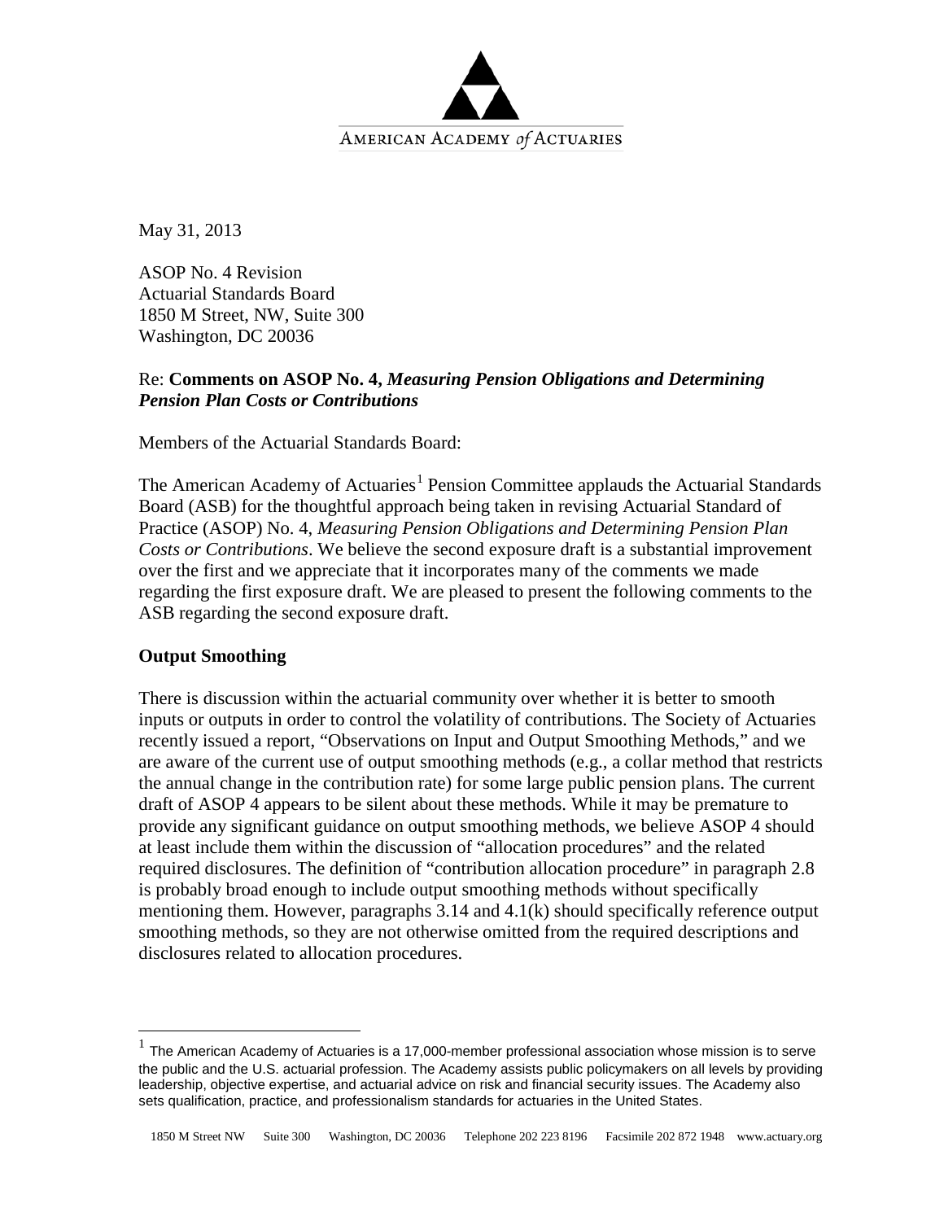AMERICAN ACADEMY *of* ACTUARIES

May 31, 2013

ASOP No. 4 Revision
Actuarial Standards Board
1850 M Street, NW, Suite 300
Washington, DC 20036

Re: **Comments on ASOP No. 4, *Measuring Pension Obligations and Determining Pension Plan Costs or Contributions***

Members of the Actuarial Standards Board:

The American Academy of Actuaries[1] Pension Committee applauds the Actuarial Standards Board (ASB) for the thoughtful approach being taken in revising Actuarial Standard of Practice (ASOP) No. 4, *Measuring Pension Obligations and Determining Pension Plan Costs or Contributions*. We believe the second exposure draft is a substantial improvement over the first and we appreciate that it incorporates many of the comments we made regarding the first exposure draft. We are pleased to present the following comments to the ASB regarding the second exposure draft.

**Output Smoothing**

There is discussion within the actuarial community over whether it is better to smooth inputs or outputs in order to control the volatility of contributions. The Society of Actuaries recently issued a report, "Observations on Input and Output Smoothing Methods," and we are aware of the current use of output smoothing methods (e.g., a collar method that restricts the annual change in the contribution rate) for some large public pension plans. The current draft of ASOP 4 appears to be silent about these methods. While it may be premature to provide any significant guidance on output smoothing methods, we believe ASOP 4 should at least include them within the discussion of "allocation procedures" and the related required disclosures. The definition of "contribution allocation procedure" in paragraph 2.8 is probably broad enough to include output smoothing methods without specifically mentioning them. However, paragraphs 3.14 and 4.1(k) should specifically reference output smoothing methods, so they are not otherwise omitted from the required descriptions and disclosures related to allocation procedures.

[1] The American Academy of Actuaries is a 17,000-member professional association whose mission is to serve the public and the U.S. actuarial profession. The Academy assists public policymakers on all levels by providing leadership, objective expertise, and actuarial advice on risk and financial security issues. The Academy also sets qualification, practice, and professionalism standards for actuaries in the United States.

1850 M Street NW Suite 300 Washington, DC 20036 Telephone 202 223 8196 Facsimile 202 872 1948 www.actuary.org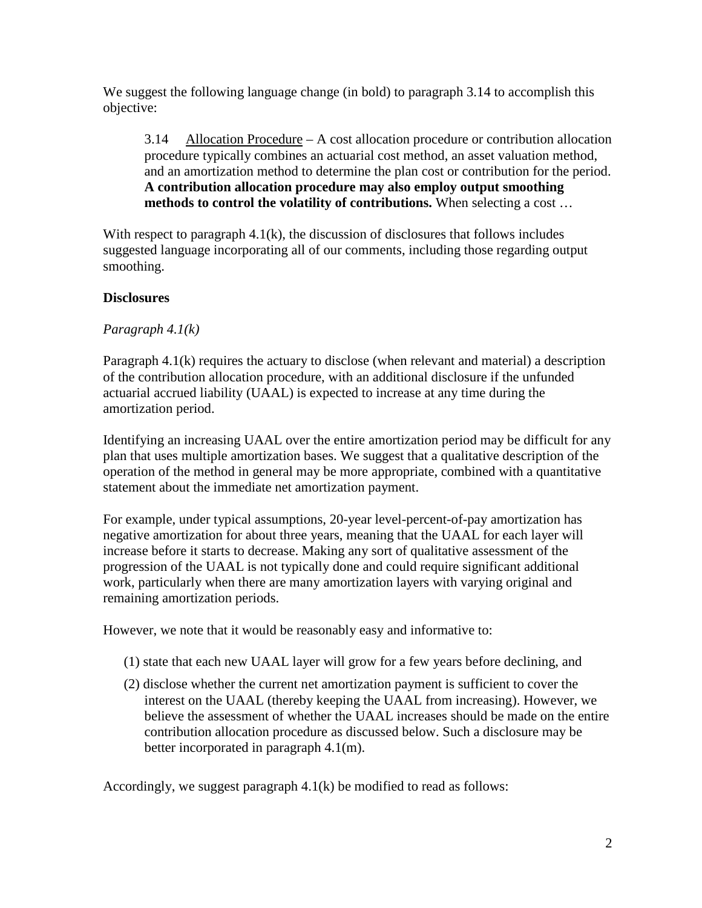We suggest the following language change (in bold) to paragraph 3.14 to accomplish this objective:

> 3.14 Allocation Procedure – A cost allocation procedure or contribution allocation procedure typically combines an actuarial cost method, an asset valuation method, and an amortization method to determine the plan cost or contribution for the period. **A contribution allocation procedure may also employ output smoothing methods to control the volatility of contributions.** When selecting a cost …

With respect to paragraph 4.1(k), the discussion of disclosures that follows includes suggested language incorporating all of our comments, including those regarding output smoothing.

**Disclosures**

*Paragraph 4.1(k)*

Paragraph 4.1(k) requires the actuary to disclose (when relevant and material) a description of the contribution allocation procedure, with an additional disclosure if the unfunded actuarial accrued liability (UAAL) is expected to increase at any time during the amortization period.

Identifying an increasing UAAL over the entire amortization period may be difficult for any plan that uses multiple amortization bases. We suggest that a qualitative description of the operation of the method in general may be more appropriate, combined with a quantitative statement about the immediate net amortization payment.

For example, under typical assumptions, 20-year level-percent-of-pay amortization has negative amortization for about three years, meaning that the UAAL for each layer will increase before it starts to decrease. Making any sort of qualitative assessment of the progression of the UAAL is not typically done and could require significant additional work, particularly when there are many amortization layers with varying original and remaining amortization periods.

However, we note that it would be reasonably easy and informative to:

(1) state that each new UAAL layer will grow for a few years before declining, and

(2) disclose whether the current net amortization payment is sufficient to cover the interest on the UAAL (thereby keeping the UAAL from increasing). However, we believe the assessment of whether the UAAL increases should be made on the entire contribution allocation procedure as discussed below. Such a disclosure may be better incorporated in paragraph 4.1(m).

Accordingly, we suggest paragraph 4.1(k) be modified to read as follows: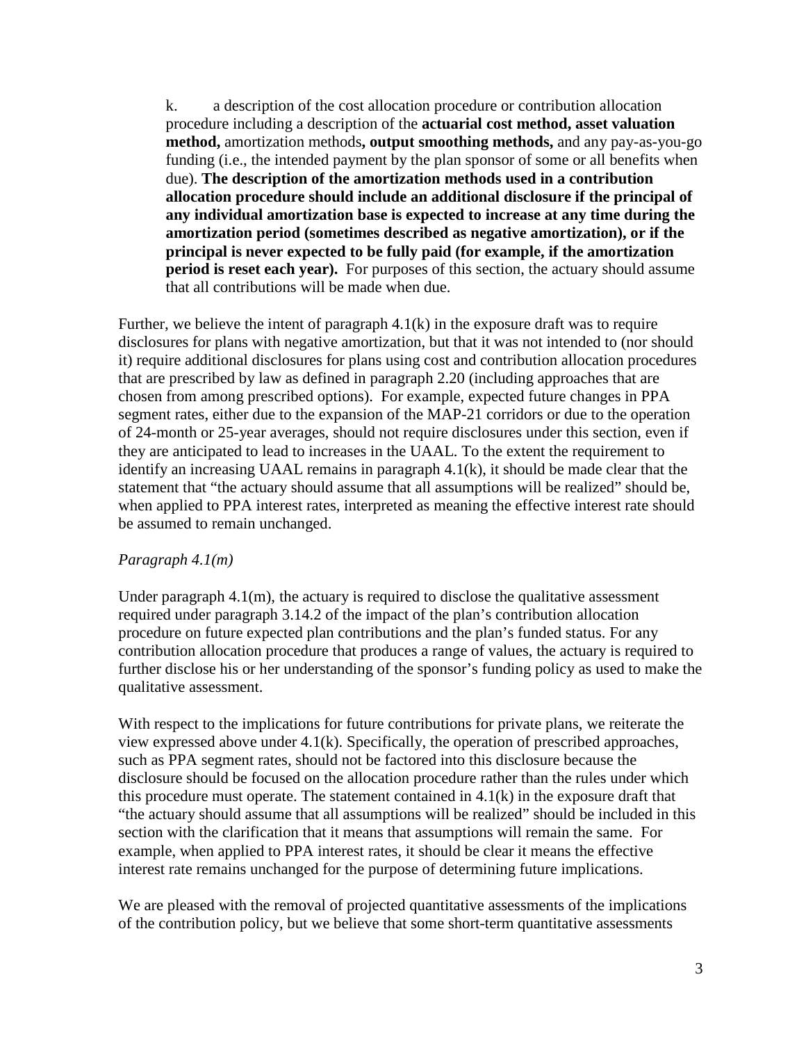> k. a description of the cost allocation procedure or contribution allocation procedure including a description of the **actuarial cost method, asset valuation method,** amortization methods**, output smoothing methods,** and any pay-as-you-go funding (i.e., the intended payment by the plan sponsor of some or all benefits when due). **The description of the amortization methods used in a contribution allocation procedure should include an additional disclosure if the principal of any individual amortization base is expected to increase at any time during the amortization period (sometimes described as negative amortization), or if the principal is never expected to be fully paid (for example, if the amortization period is reset each year).** For purposes of this section, the actuary should assume that all contributions will be made when due.

Further, we believe the intent of paragraph 4.1(k) in the exposure draft was to require disclosures for plans with negative amortization, but that it was not intended to (nor should it) require additional disclosures for plans using cost and contribution allocation procedures that are prescribed by law as defined in paragraph 2.20 (including approaches that are chosen from among prescribed options). For example, expected future changes in PPA segment rates, either due to the expansion of the MAP-21 corridors or due to the operation of 24-month or 25-year averages, should not require disclosures under this section, even if they are anticipated to lead to increases in the UAAL. To the extent the requirement to identify an increasing UAAL remains in paragraph 4.1(k), it should be made clear that the statement that "the actuary should assume that all assumptions will be realized" should be, when applied to PPA interest rates, interpreted as meaning the effective interest rate should be assumed to remain unchanged.

*Paragraph 4.1(m)*

Under paragraph 4.1(m), the actuary is required to disclose the qualitative assessment required under paragraph 3.14.2 of the impact of the plan's contribution allocation procedure on future expected plan contributions and the plan's funded status. For any contribution allocation procedure that produces a range of values, the actuary is required to further disclose his or her understanding of the sponsor's funding policy as used to make the qualitative assessment.

With respect to the implications for future contributions for private plans, we reiterate the view expressed above under 4.1(k). Specifically, the operation of prescribed approaches, such as PPA segment rates, should not be factored into this disclosure because the disclosure should be focused on the allocation procedure rather than the rules under which this procedure must operate. The statement contained in 4.1(k) in the exposure draft that "the actuary should assume that all assumptions will be realized" should be included in this section with the clarification that it means that assumptions will remain the same. For example, when applied to PPA interest rates, it should be clear it means the effective interest rate remains unchanged for the purpose of determining future implications.

We are pleased with the removal of projected quantitative assessments of the implications of the contribution policy, but we believe that some short-term quantitative assessments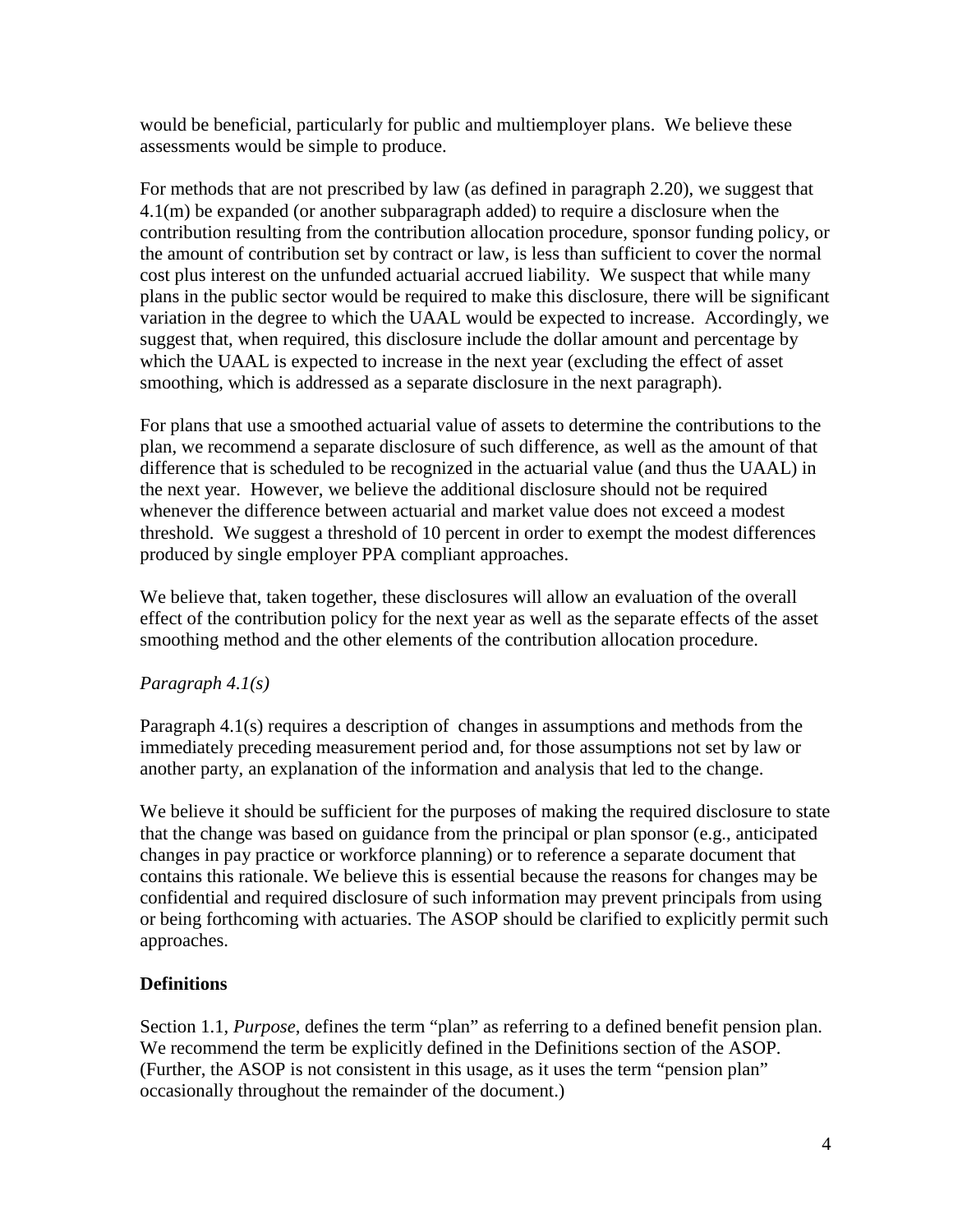would be beneficial, particularly for public and multiemployer plans. We believe these assessments would be simple to produce.

For methods that are not prescribed by law (as defined in paragraph 2.20), we suggest that 4.1(m) be expanded (or another subparagraph added) to require a disclosure when the contribution resulting from the contribution allocation procedure, sponsor funding policy, or the amount of contribution set by contract or law, is less than sufficient to cover the normal cost plus interest on the unfunded actuarial accrued liability. We suspect that while many plans in the public sector would be required to make this disclosure, there will be significant variation in the degree to which the UAAL would be expected to increase. Accordingly, we suggest that, when required, this disclosure include the dollar amount and percentage by which the UAAL is expected to increase in the next year (excluding the effect of asset smoothing, which is addressed as a separate disclosure in the next paragraph).

For plans that use a smoothed actuarial value of assets to determine the contributions to the plan, we recommend a separate disclosure of such difference, as well as the amount of that difference that is scheduled to be recognized in the actuarial value (and thus the UAAL) in the next year. However, we believe the additional disclosure should not be required whenever the difference between actuarial and market value does not exceed a modest threshold. We suggest a threshold of 10 percent in order to exempt the modest differences produced by single employer PPA compliant approaches.

We believe that, taken together, these disclosures will allow an evaluation of the overall effect of the contribution policy for the next year as well as the separate effects of the asset smoothing method and the other elements of the contribution allocation procedure.

*Paragraph 4.1(s)*

Paragraph 4.1(s) requires a description of changes in assumptions and methods from the immediately preceding measurement period and, for those assumptions not set by law or another party, an explanation of the information and analysis that led to the change.

We believe it should be sufficient for the purposes of making the required disclosure to state that the change was based on guidance from the principal or plan sponsor (e.g., anticipated changes in pay practice or workforce planning) or to reference a separate document that contains this rationale. We believe this is essential because the reasons for changes may be confidential and required disclosure of such information may prevent principals from using or being forthcoming with actuaries. The ASOP should be clarified to explicitly permit such approaches.

**Definitions**

Section 1.1, *Purpose*, defines the term "plan" as referring to a defined benefit pension plan. We recommend the term be explicitly defined in the Definitions section of the ASOP. (Further, the ASOP is not consistent in this usage, as it uses the term "pension plan" occasionally throughout the remainder of the document.)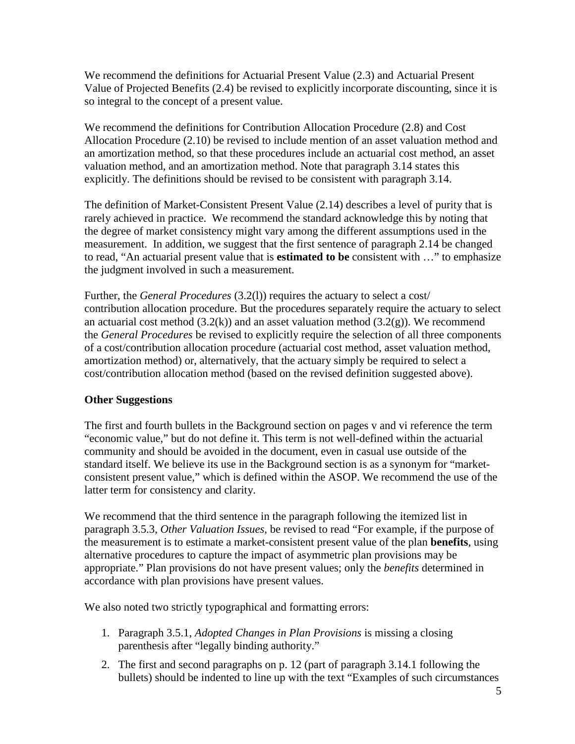We recommend the definitions for Actuarial Present Value (2.3) and Actuarial Present Value of Projected Benefits (2.4) be revised to explicitly incorporate discounting, since it is so integral to the concept of a present value.

We recommend the definitions for Contribution Allocation Procedure (2.8) and Cost Allocation Procedure (2.10) be revised to include mention of an asset valuation method and an amortization method, so that these procedures include an actuarial cost method, an asset valuation method, and an amortization method. Note that paragraph 3.14 states this explicitly. The definitions should be revised to be consistent with paragraph 3.14.

The definition of Market-Consistent Present Value (2.14) describes a level of purity that is rarely achieved in practice. We recommend the standard acknowledge this by noting that the degree of market consistency might vary among the different assumptions used in the measurement. In addition, we suggest that the first sentence of paragraph 2.14 be changed to read, "An actuarial present value that is **estimated to be** consistent with …" to emphasize the judgment involved in such a measurement.

Further, the *General Procedures* (3.2(l)) requires the actuary to select a cost/ contribution allocation procedure. But the procedures separately require the actuary to select an actuarial cost method (3.2(k)) and an asset valuation method (3.2(g)). We recommend the *General Procedures* be revised to explicitly require the selection of all three components of a cost/contribution allocation procedure (actuarial cost method, asset valuation method, amortization method) or, alternatively, that the actuary simply be required to select a cost/contribution allocation method (based on the revised definition suggested above).

**Other Suggestions**

The first and fourth bullets in the Background section on pages v and vi reference the term "economic value," but do not define it. This term is not well-defined within the actuarial community and should be avoided in the document, even in casual use outside of the standard itself. We believe its use in the Background section is as a synonym for "market-consistent present value," which is defined within the ASOP. We recommend the use of the latter term for consistency and clarity.

We recommend that the third sentence in the paragraph following the itemized list in paragraph 3.5.3, *Other Valuation Issues*, be revised to read "For example, if the purpose of the measurement is to estimate a market-consistent present value of the plan **benefits**, using alternative procedures to capture the impact of asymmetric plan provisions may be appropriate." Plan provisions do not have present values; only the *benefits* determined in accordance with plan provisions have present values.

We also noted two strictly typographical and formatting errors:

1. Paragraph 3.5.1, *Adopted Changes in Plan Provisions* is missing a closing parenthesis after "legally binding authority."
2. The first and second paragraphs on p. 12 (part of paragraph 3.14.1 following the bullets) should be indented to line up with the text "Examples of such circumstances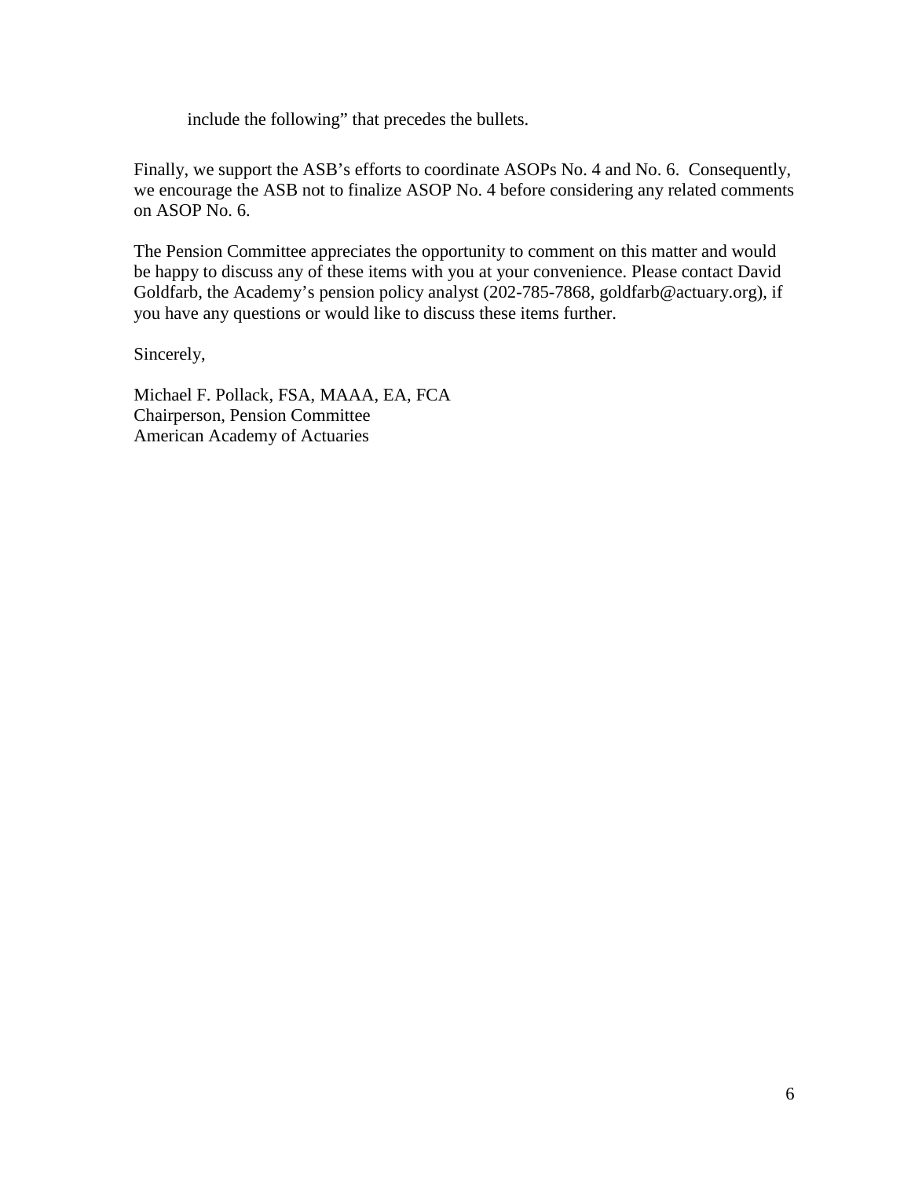include the following" that precedes the bullets.

Finally, we support the ASB's efforts to coordinate ASOPs No. 4 and No. 6. Consequently, we encourage the ASB not to finalize ASOP No. 4 before considering any related comments on ASOP No. 6.

The Pension Committee appreciates the opportunity to comment on this matter and would be happy to discuss any of these items with you at your convenience. Please contact David Goldfarb, the Academy's pension policy analyst (202-785-7868, goldfarb@actuary.org), if you have any questions or would like to discuss these items further.

Sincerely,

Michael F. Pollack, FSA, MAAA, EA, FCA
Chairperson, Pension Committee
American Academy of Actuaries